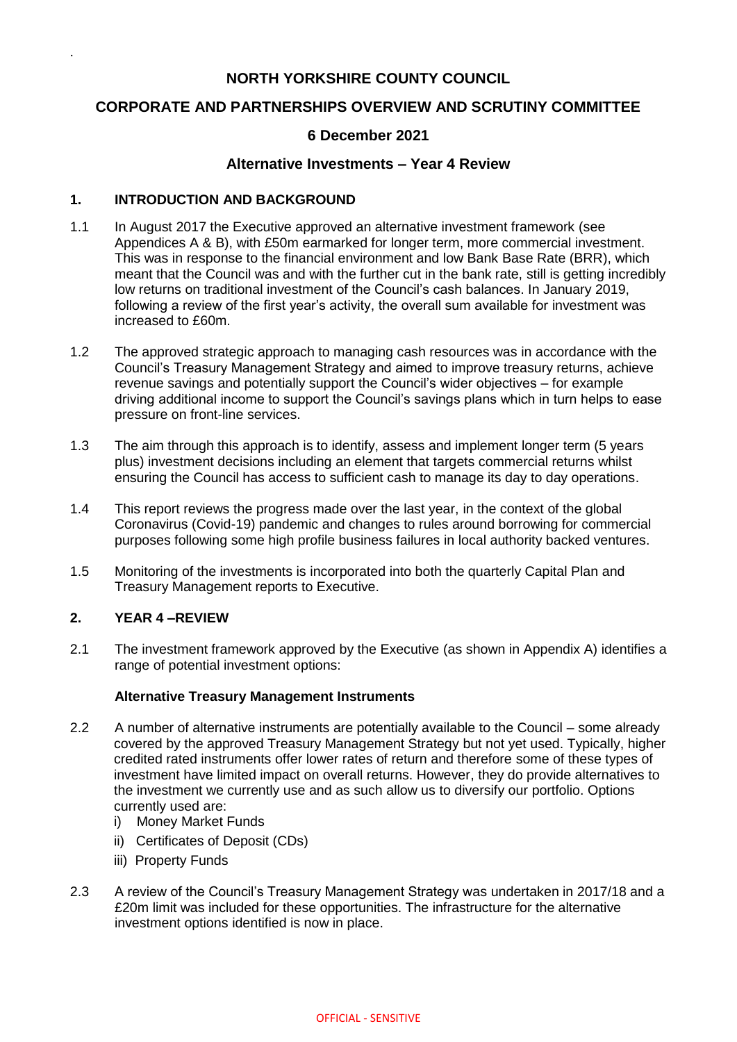**NORTH YORKSHIRE COUNTY COUNCIL**

**CORPORATE AND PARTNERSHIPS OVERVIEW AND SCRUTINY COMMITTEE**

**6 December 2021**

**Alternative Investments – Year 4 Review**

## 1. INTRODUCTION AND BACKGROUND

1.1 In August 2017 the Executive approved an alternative investment framework (see Appendices A & B), with £50m earmarked for longer term, more commercial investment. This was in response to the financial environment and low Bank Base Rate (BRR), which meant that the Council was and with the further cut in the bank rate, still is getting incredibly low returns on traditional investment of the Council's cash balances. In January 2019, following a review of the first year's activity, the overall sum available for investment was increased to £60m.

1.2 The approved strategic approach to managing cash resources was in accordance with the Council's Treasury Management Strategy and aimed to improve treasury returns, achieve revenue savings and potentially support the Council's wider objectives – for example driving additional income to support the Council's savings plans which in turn helps to ease pressure on front-line services.

1.3 The aim through this approach is to identify, assess and implement longer term (5 years plus) investment decisions including an element that targets commercial returns whilst ensuring the Council has access to sufficient cash to manage its day to day operations.

1.4 This report reviews the progress made over the last year, in the context of the global Coronavirus (Covid-19) pandemic and changes to rules around borrowing for commercial purposes following some high profile business failures in local authority backed ventures.

1.5 Monitoring of the investments is incorporated into both the quarterly Capital Plan and Treasury Management reports to Executive.

## 2. YEAR 4 –REVIEW

2.1 The investment framework approved by the Executive (as shown in Appendix A) identifies a range of potential investment options:

**Alternative Treasury Management Instruments**

2.2 A number of alternative instruments are potentially available to the Council – some already covered by the approved Treasury Management Strategy but not yet used. Typically, higher credited rated instruments offer lower rates of return and therefore some of these types of investment have limited impact on overall returns. However, they do provide alternatives to the investment we currently use and as such allow us to diversify our portfolio. Options currently used are:

i) Money Market Funds
ii) Certificates of Deposit (CDs)
iii) Property Funds

2.3 A review of the Council's Treasury Management Strategy was undertaken in 2017/18 and a £20m limit was included for these opportunities. The infrastructure for the alternative investment options identified is now in place.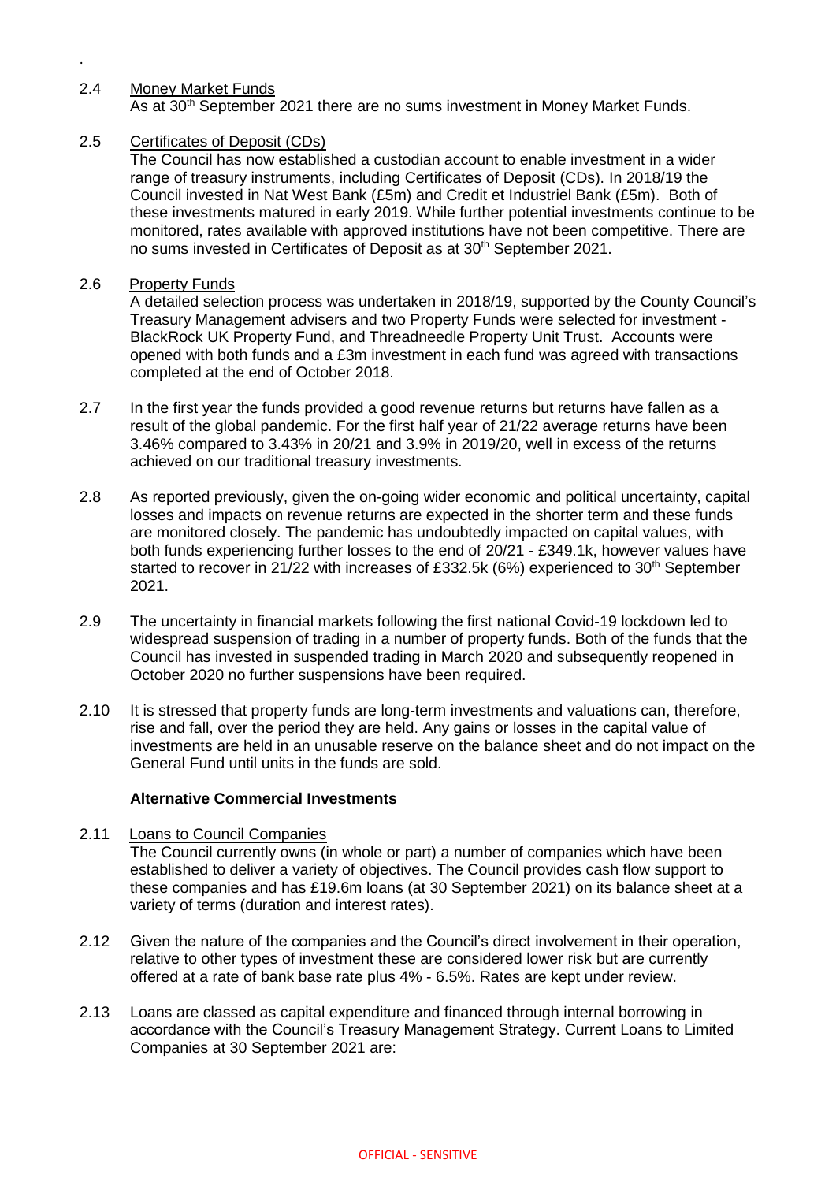.

2.4 Money Market Funds

As at 30th September 2021 there are no sums investment in Money Market Funds.

2.5 Certificates of Deposit (CDs)

The Council has now established a custodian account to enable investment in a wider range of treasury instruments, including Certificates of Deposit (CDs). In 2018/19 the Council invested in Nat West Bank (£5m) and Credit et Industriel Bank (£5m). Both of these investments matured in early 2019. While further potential investments continue to be monitored, rates available with approved institutions have not been competitive. There are no sums invested in Certificates of Deposit as at 30th September 2021.

2.6 Property Funds

A detailed selection process was undertaken in 2018/19, supported by the County Council's Treasury Management advisers and two Property Funds were selected for investment - BlackRock UK Property Fund, and Threadneedle Property Unit Trust. Accounts were opened with both funds and a £3m investment in each fund was agreed with transactions completed at the end of October 2018.

2.7 In the first year the funds provided a good revenue returns but returns have fallen as a result of the global pandemic. For the first half year of 21/22 average returns have been 3.46% compared to 3.43% in 20/21 and 3.9% in 2019/20, well in excess of the returns achieved on our traditional treasury investments.

2.8 As reported previously, given the on-going wider economic and political uncertainty, capital losses and impacts on revenue returns are expected in the shorter term and these funds are monitored closely. The pandemic has undoubtedly impacted on capital values, with both funds experiencing further losses to the end of 20/21 - £349.1k, however values have started to recover in 21/22 with increases of £332.5k (6%) experienced to 30th September 2021.

2.9 The uncertainty in financial markets following the first national Covid-19 lockdown led to widespread suspension of trading in a number of property funds. Both of the funds that the Council has invested in suspended trading in March 2020 and subsequently reopened in October 2020 no further suspensions have been required.

2.10 It is stressed that property funds are long-term investments and valuations can, therefore, rise and fall, over the period they are held. Any gains or losses in the capital value of investments are held in an unusable reserve on the balance sheet and do not impact on the General Fund until units in the funds are sold.

**Alternative Commercial Investments**

2.11 Loans to Council Companies

The Council currently owns (in whole or part) a number of companies which have been established to deliver a variety of objectives. The Council provides cash flow support to these companies and has £19.6m loans (at 30 September 2021) on its balance sheet at a variety of terms (duration and interest rates).

2.12 Given the nature of the companies and the Council's direct involvement in their operation, relative to other types of investment these are considered lower risk but are currently offered at a rate of bank base rate plus 4% - 6.5%. Rates are kept under review.

2.13 Loans are classed as capital expenditure and financed through internal borrowing in accordance with the Council's Treasury Management Strategy. Current Loans to Limited Companies at 30 September 2021 are: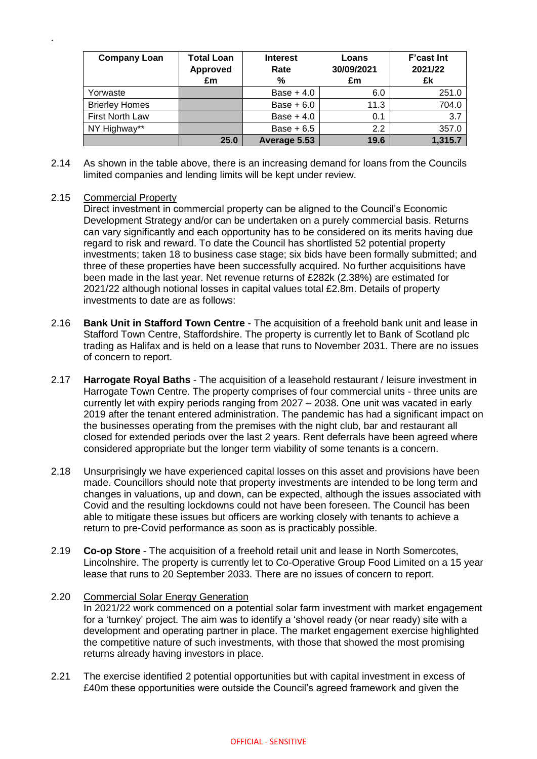| Company Loan | Total Loan Approved £m | Interest Rate % | Loans 30/09/2021 £m | F'cast Int 2021/22 £k |
|---|---|---|---|---|
| Yorwaste | | Base + 4.0 | 6.0 | 251.0 |
| Brierley Homes | | Base + 6.0 | 11.3 | 704.0 |
| First North Law | | Base + 4.0 | 0.1 | 3.7 |
| NY Highway** | | Base + 6.5 | 2.2 | 357.0 |
| | 25.0 | Average 5.53 | 19.6 | 1,315.7 |

2.14 As shown in the table above, there is an increasing demand for loans from the Councils limited companies and lending limits will be kept under review.

2.15 Commercial Property

Direct investment in commercial property can be aligned to the Council's Economic Development Strategy and/or can be undertaken on a purely commercial basis. Returns can vary significantly and each opportunity has to be considered on its merits having due regard to risk and reward. To date the Council has shortlisted 52 potential property investments; taken 18 to business case stage; six bids have been formally submitted; and three of these properties have been successfully acquired. No further acquisitions have been made in the last year. Net revenue returns of £282k (2.38%) are estimated for 2021/22 although notional losses in capital values total £2.8m. Details of property investments to date are as follows:

2.16 **Bank Unit in Stafford Town Centre** - The acquisition of a freehold bank unit and lease in Stafford Town Centre, Staffordshire. The property is currently let to Bank of Scotland plc trading as Halifax and is held on a lease that runs to November 2031. There are no issues of concern to report.

2.17 **Harrogate Royal Baths** - The acquisition of a leasehold restaurant / leisure investment in Harrogate Town Centre. The property comprises of four commercial units - three units are currently let with expiry periods ranging from 2027 – 2038. One unit was vacated in early 2019 after the tenant entered administration. The pandemic has had a significant impact on the businesses operating from the premises with the night club, bar and restaurant all closed for extended periods over the last 2 years. Rent deferrals have been agreed where considered appropriate but the longer term viability of some tenants is a concern.

2.18 Unsurprisingly we have experienced capital losses on this asset and provisions have been made. Councillors should note that property investments are intended to be long term and changes in valuations, up and down, can be expected, although the issues associated with Covid and the resulting lockdowns could not have been foreseen. The Council has been able to mitigate these issues but officers are working closely with tenants to achieve a return to pre-Covid performance as soon as is practicably possible.

2.19 **Co-op Store** - The acquisition of a freehold retail unit and lease in North Somercotes, Lincolnshire. The property is currently let to Co-Operative Group Food Limited on a 15 year lease that runs to 20 September 2033. There are no issues of concern to report.

2.20 Commercial Solar Energy Generation

In 2021/22 work commenced on a potential solar farm investment with market engagement for a 'turnkey' project. The aim was to identify a 'shovel ready (or near ready) site with a development and operating partner in place. The market engagement exercise highlighted the competitive nature of such investments, with those that showed the most promising returns already having investors in place.

2.21 The exercise identified 2 potential opportunities but with capital investment in excess of £40m these opportunities were outside the Council's agreed framework and given the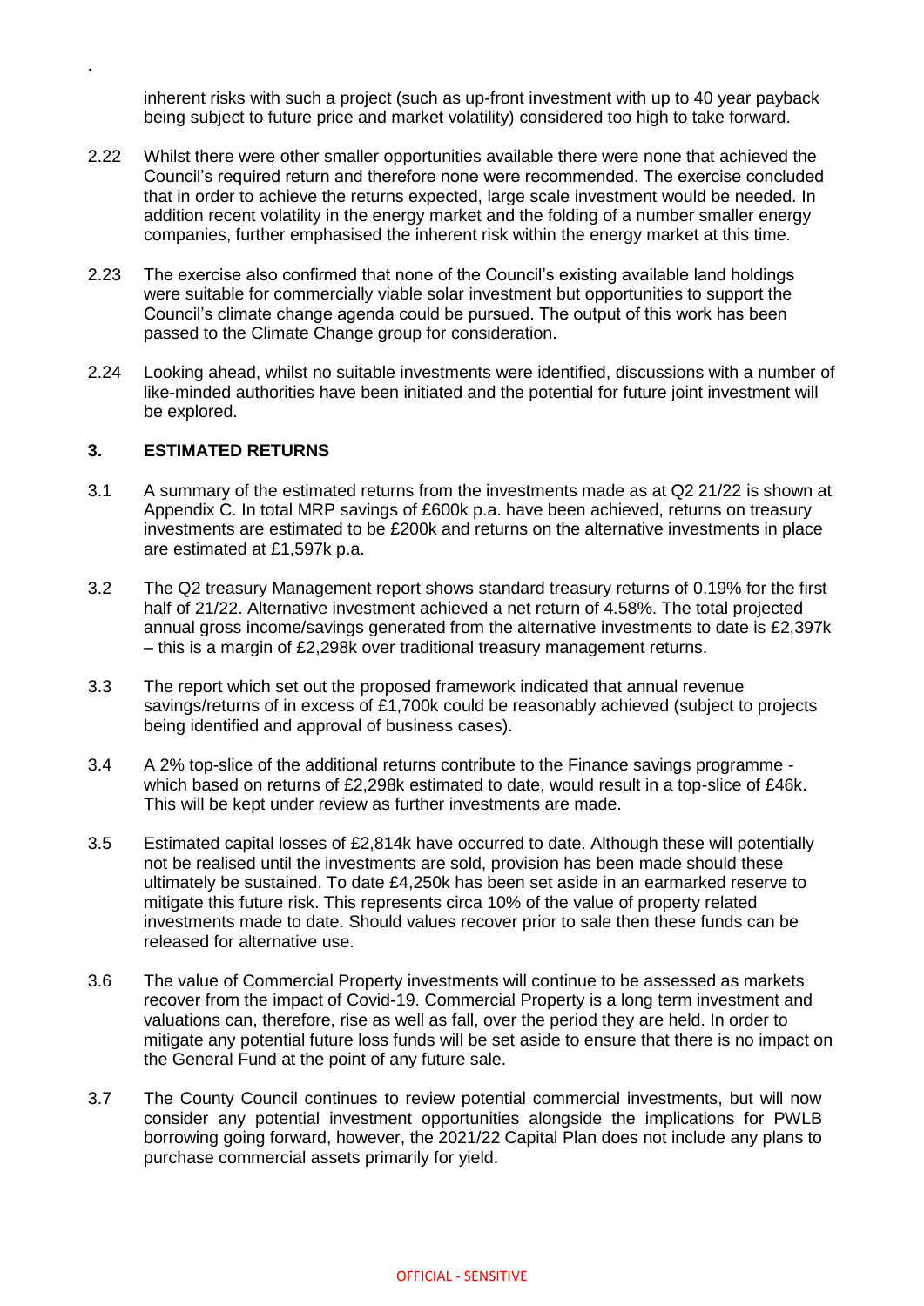inherent risks with such a project (such as up-front investment with up to 40 year payback being subject to future price and market volatility) considered too high to take forward.

2.22 Whilst there were other smaller opportunities available there were none that achieved the Council's required return and therefore none were recommended. The exercise concluded that in order to achieve the returns expected, large scale investment would be needed. In addition recent volatility in the energy market and the folding of a number smaller energy companies, further emphasised the inherent risk within the energy market at this time.

2.23 The exercise also confirmed that none of the Council's existing available land holdings were suitable for commercially viable solar investment but opportunities to support the Council's climate change agenda could be pursued. The output of this work has been passed to the Climate Change group for consideration.

2.24 Looking ahead, whilst no suitable investments were identified, discussions with a number of like-minded authorities have been initiated and the potential for future joint investment will be explored.

## 3. ESTIMATED RETURNS

3.1 A summary of the estimated returns from the investments made as at Q2 21/22 is shown at Appendix C. In total MRP savings of £600k p.a. have been achieved, returns on treasury investments are estimated to be £200k and returns on the alternative investments in place are estimated at £1,597k p.a.

3.2 The Q2 treasury Management report shows standard treasury returns of 0.19% for the first half of 21/22. Alternative investment achieved a net return of 4.58%. The total projected annual gross income/savings generated from the alternative investments to date is £2,397k – this is a margin of £2,298k over traditional treasury management returns.

3.3 The report which set out the proposed framework indicated that annual revenue savings/returns of in excess of £1,700k could be reasonably achieved (subject to projects being identified and approval of business cases).

3.4 A 2% top-slice of the additional returns contribute to the Finance savings programme - which based on returns of £2,298k estimated to date, would result in a top-slice of £46k. This will be kept under review as further investments are made.

3.5 Estimated capital losses of £2,814k have occurred to date. Although these will potentially not be realised until the investments are sold, provision has been made should these ultimately be sustained. To date £4,250k has been set aside in an earmarked reserve to mitigate this future risk. This represents circa 10% of the value of property related investments made to date. Should values recover prior to sale then these funds can be released for alternative use.

3.6 The value of Commercial Property investments will continue to be assessed as markets recover from the impact of Covid-19. Commercial Property is a long term investment and valuations can, therefore, rise as well as fall, over the period they are held. In order to mitigate any potential future loss funds will be set aside to ensure that there is no impact on the General Fund at the point of any future sale.

3.7 The County Council continues to review potential commercial investments, but will now consider any potential investment opportunities alongside the implications for PWLB borrowing going forward, however, the 2021/22 Capital Plan does not include any plans to purchase commercial assets primarily for yield.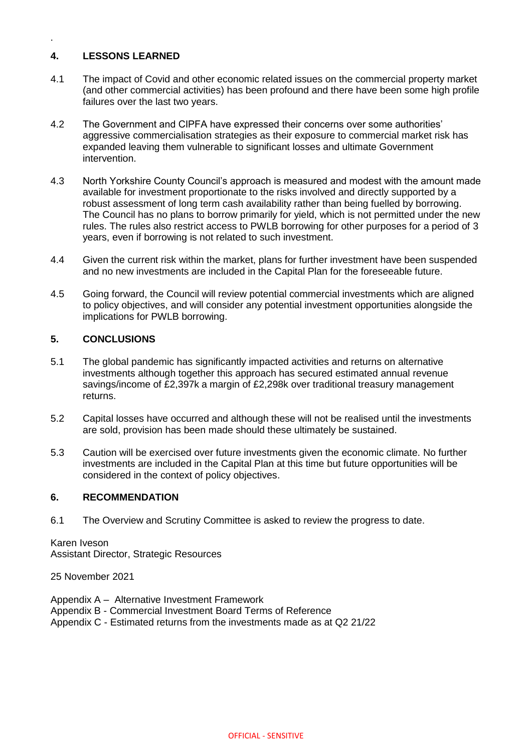## 4. LESSONS LEARNED

4.1 The impact of Covid and other economic related issues on the commercial property market (and other commercial activities) has been profound and there have been some high profile failures over the last two years.

4.2 The Government and CIPFA have expressed their concerns over some authorities' aggressive commercialisation strategies as their exposure to commercial market risk has expanded leaving them vulnerable to significant losses and ultimate Government intervention.

4.3 North Yorkshire County Council's approach is measured and modest with the amount made available for investment proportionate to the risks involved and directly supported by a robust assessment of long term cash availability rather than being fuelled by borrowing. The Council has no plans to borrow primarily for yield, which is not permitted under the new rules. The rules also restrict access to PWLB borrowing for other purposes for a period of 3 years, even if borrowing is not related to such investment.

4.4 Given the current risk within the market, plans for further investment have been suspended and no new investments are included in the Capital Plan for the foreseeable future.

4.5 Going forward, the Council will review potential commercial investments which are aligned to policy objectives, and will consider any potential investment opportunities alongside the implications for PWLB borrowing.

## 5. CONCLUSIONS

5.1 The global pandemic has significantly impacted activities and returns on alternative investments although together this approach has secured estimated annual revenue savings/income of £2,397k a margin of £2,298k over traditional treasury management returns.

5.2 Capital losses have occurred and although these will not be realised until the investments are sold, provision has been made should these ultimately be sustained.

5.3 Caution will be exercised over future investments given the economic climate. No further investments are included in the Capital Plan at this time but future opportunities will be considered in the context of policy objectives.

## 6. RECOMMENDATION

6.1 The Overview and Scrutiny Committee is asked to review the progress to date.

Karen Iveson
Assistant Director, Strategic Resources

25 November 2021

Appendix A – Alternative Investment Framework
Appendix B - Commercial Investment Board Terms of Reference
Appendix C - Estimated returns from the investments made as at Q2 21/22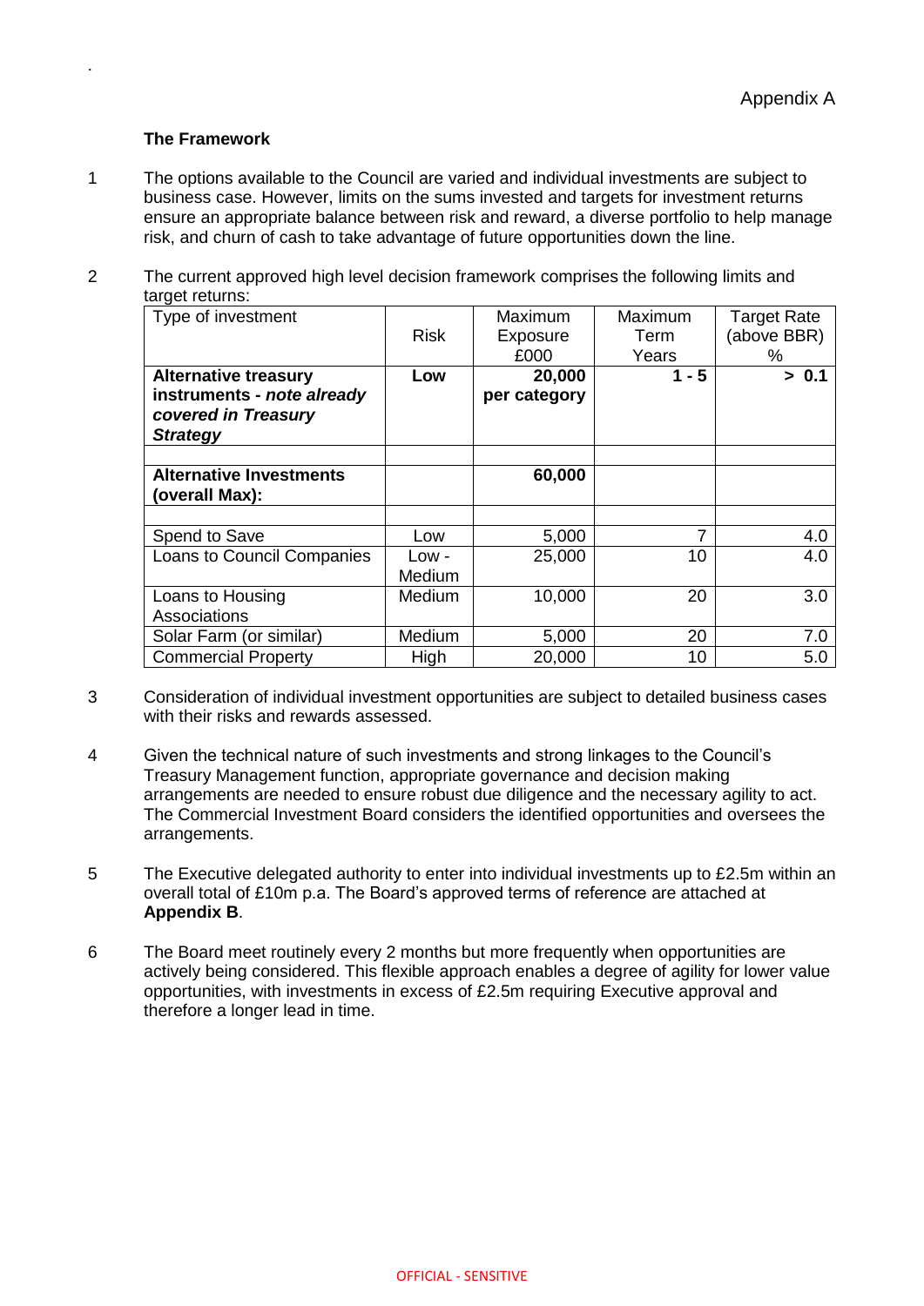Appendix A

**The Framework**

1. The options available to the Council are varied and individual investments are subject to business case. However, limits on the sums invested and targets for investment returns ensure an appropriate balance between risk and reward, a diverse portfolio to help manage risk, and churn of cash to take advantage of future opportunities down the line.

2. The current approved high level decision framework comprises the following limits and target returns:

| Type of investment | Risk | Maximum Exposure £000 | Maximum Term Years | Target Rate (above BBR) % |
|---|---|---|---|---|
| **Alternative treasury instruments - *note already covered in Treasury Strategy*** | **Low** | **20,000 per category** | **1 - 5** | **> 0.1** |
| | | | | |
| **Alternative Investments (overall Max):** | | **60,000** | | |
| | | | | |
| Spend to Save | Low | 5,000 | 7 | 4.0 |
| Loans to Council Companies | Low - Medium | 25,000 | 10 | 4.0 |
| Loans to Housing Associations | Medium | 10,000 | 20 | 3.0 |
| Solar Farm (or similar) | Medium | 5,000 | 20 | 7.0 |
| Commercial Property | High | 20,000 | 10 | 5.0 |

3. Consideration of individual investment opportunities are subject to detailed business cases with their risks and rewards assessed.

4. Given the technical nature of such investments and strong linkages to the Council's Treasury Management function, appropriate governance and decision making arrangements are needed to ensure robust due diligence and the necessary agility to act. The Commercial Investment Board considers the identified opportunities and oversees the arrangements.

5. The Executive delegated authority to enter into individual investments up to £2.5m within an overall total of £10m p.a. The Board's approved terms of reference are attached at **Appendix B**.

6. The Board meet routinely every 2 months but more frequently when opportunities are actively being considered. This flexible approach enables a degree of agility for lower value opportunities, with investments in excess of £2.5m requiring Executive approval and therefore a longer lead in time.

OFFICIAL - SENSITIVE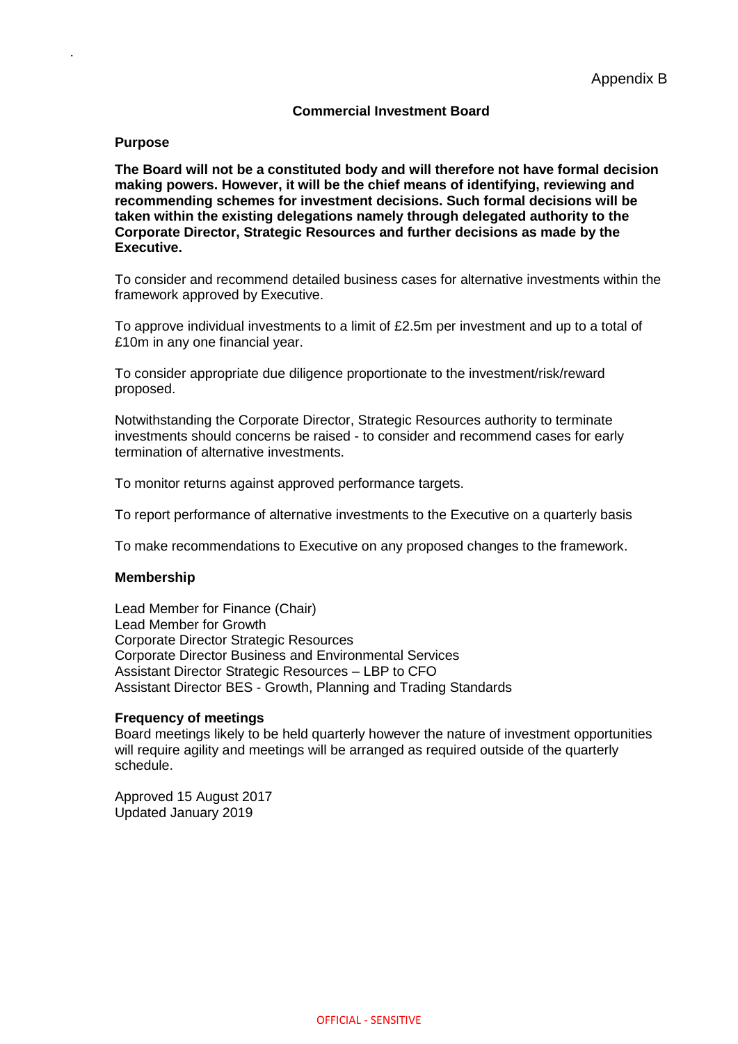Appendix B

## Commercial Investment Board

### Purpose

**The Board will not be a constituted body and will therefore not have formal decision making powers. However, it will be the chief means of identifying, reviewing and recommending schemes for investment decisions. Such formal decisions will be taken within the existing delegations namely through delegated authority to the Corporate Director, Strategic Resources and further decisions as made by the Executive.**

To consider and recommend detailed business cases for alternative investments within the framework approved by Executive.

To approve individual investments to a limit of £2.5m per investment and up to a total of £10m in any one financial year.

To consider appropriate due diligence proportionate to the investment/risk/reward proposed.

Notwithstanding the Corporate Director, Strategic Resources authority to terminate investments should concerns be raised - to consider and recommend cases for early termination of alternative investments.

To monitor returns against approved performance targets.

To report performance of alternative investments to the Executive on a quarterly basis

To make recommendations to Executive on any proposed changes to the framework.

### Membership

Lead Member for Finance (Chair)
Lead Member for Growth
Corporate Director Strategic Resources
Corporate Director Business and Environmental Services
Assistant Director Strategic Resources – LBP to CFO
Assistant Director BES - Growth, Planning and Trading Standards

### Frequency of meetings

Board meetings likely to be held quarterly however the nature of investment opportunities will require agility and meetings will be arranged as required outside of the quarterly schedule.

Approved 15 August 2017
Updated January 2019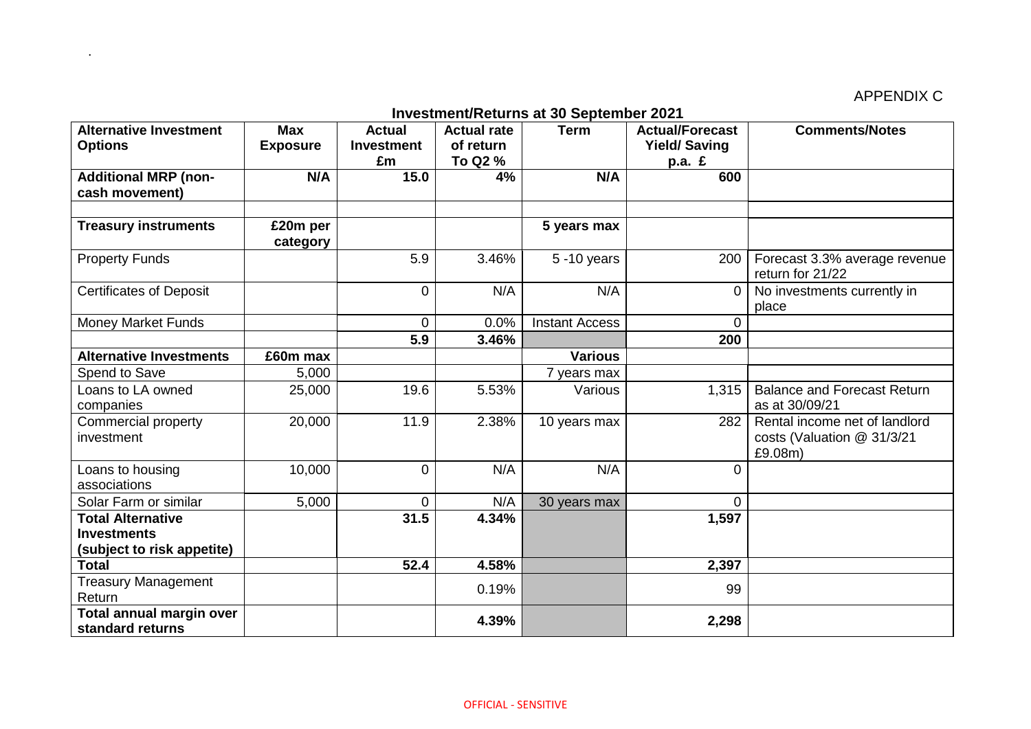APPENDIX C

## Investment/Returns at 30 September 2021

| Alternative Investment Options | Max Exposure | Actual Investment £m | Actual rate of return To Q2 % | Term | Actual/Forecast Yield/ Saving p.a. £ | Comments/Notes |
|---|---|---|---|---|---|---|
| **Additional MRP (non-cash movement)** | **N/A** | **15.0** | **4%** | **N/A** | **600** | |
| | | | | | | |
| **Treasury instruments** | **£20m per category** | | | **5 years max** | | |
| Property Funds | | 5.9 | 3.46% | 5 -10 years | 200 | Forecast 3.3% average revenue return for 21/22 |
| Certificates of Deposit | | 0 | N/A | N/A | 0 | No investments currently in place |
| Money Market Funds | | 0 | 0.0% | Instant Access | 0 | |
| | | **5.9** | **3.46%** | | **200** | |
| **Alternative Investments** | **£60m max** | | | **Various** | | |
| Spend to Save | 5,000 | | | 7 years max | | |
| Loans to LA owned companies | 25,000 | 19.6 | 5.53% | Various | 1,315 | Balance and Forecast Return as at 30/09/21 |
| Commercial property investment | 20,000 | 11.9 | 2.38% | 10 years max | 282 | Rental income net of landlord costs (Valuation @ 31/3/21 £9.08m) |
| Loans to housing associations | 10,000 | 0 | N/A | N/A | 0 | |
| Solar Farm or similar | 5,000 | 0 | N/A | 30 years max | 0 | |
| **Total Alternative Investments (subject to risk appetite)** | | **31.5** | **4.34%** | | **1,597** | |
| **Total** | | **52.4** | **4.58%** | | **2,397** | |
| Treasury Management Return | | | 0.19% | | 99 | |
| **Total annual margin over standard returns** | | | **4.39%** | | **2,298** | |

OFFICIAL - SENSITIVE